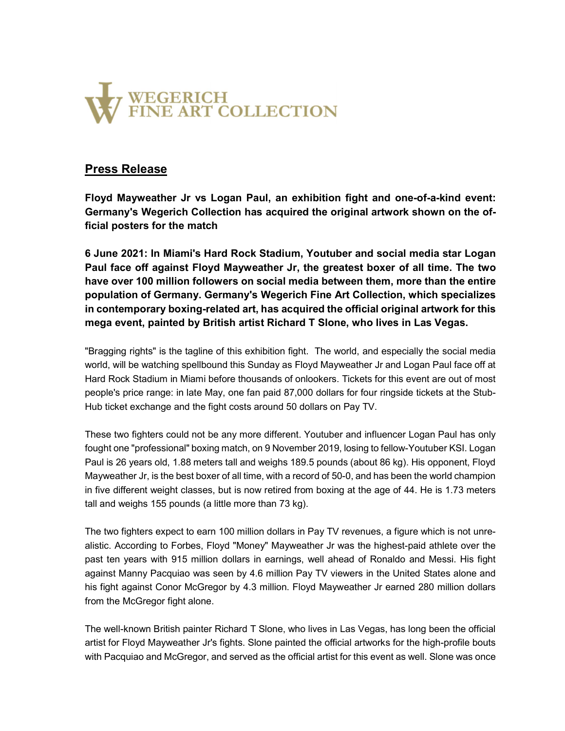WEGERICH FINE ART COLLECTION

## Press Release

**Floyd Mayweather Jr vs Logan Paul, an exhibition fight and one-of-a-kind event: Germany's Wegerich Collection has acquired the original artwork shown on the official posters for the match**

**6 June 2021: In Miami's Hard Rock Stadium, Youtuber and social media star Logan Paul face off against Floyd Mayweather Jr, the greatest boxer of all time. The two have over 100 million followers on social media between them, more than the entire population of Germany. Germany's Wegerich Fine Art Collection, which specializes in contemporary boxing-related art, has acquired the official original artwork for this mega event, painted by British artist Richard T Slone, who lives in Las Vegas.**

"Bragging rights" is the tagline of this exhibition fight. The world, and especially the social media world, will be watching spellbound this Sunday as Floyd Mayweather Jr and Logan Paul face off at Hard Rock Stadium in Miami before thousands of onlookers. Tickets for this event are out of most people's price range: in late May, one fan paid 87,000 dollars for four ringside tickets at the StubHub ticket exchange and the fight costs around 50 dollars on Pay TV.

These two fighters could not be any more different. Youtuber and influencer Logan Paul has only fought one "professional" boxing match, on 9 November 2019, losing to fellow-Youtuber KSI. Logan Paul is 26 years old, 1.88 meters tall and weighs 189.5 pounds (about 86 kg). His opponent, Floyd Mayweather Jr, is the best boxer of all time, with a record of 50-0, and has been the world champion in five different weight classes, but is now retired from boxing at the age of 44. He is 1.73 meters tall and weighs 155 pounds (a little more than 73 kg).

The two fighters expect to earn 100 million dollars in Pay TV revenues, a figure which is not unrealistic. According to Forbes, Floyd "Money" Mayweather Jr was the highest-paid athlete over the past ten years with 915 million dollars in earnings, well ahead of Ronaldo and Messi. His fight against Manny Pacquiao was seen by 4.6 million Pay TV viewers in the United States alone and his fight against Conor McGregor by 4.3 million. Floyd Mayweather Jr earned 280 million dollars from the McGregor fight alone.

The well-known British painter Richard T Slone, who lives in Las Vegas, has long been the official artist for Floyd Mayweather Jr's fights. Slone painted the official artworks for the high-profile bouts with Pacquiao and McGregor, and served as the official artist for this event as well. Slone was once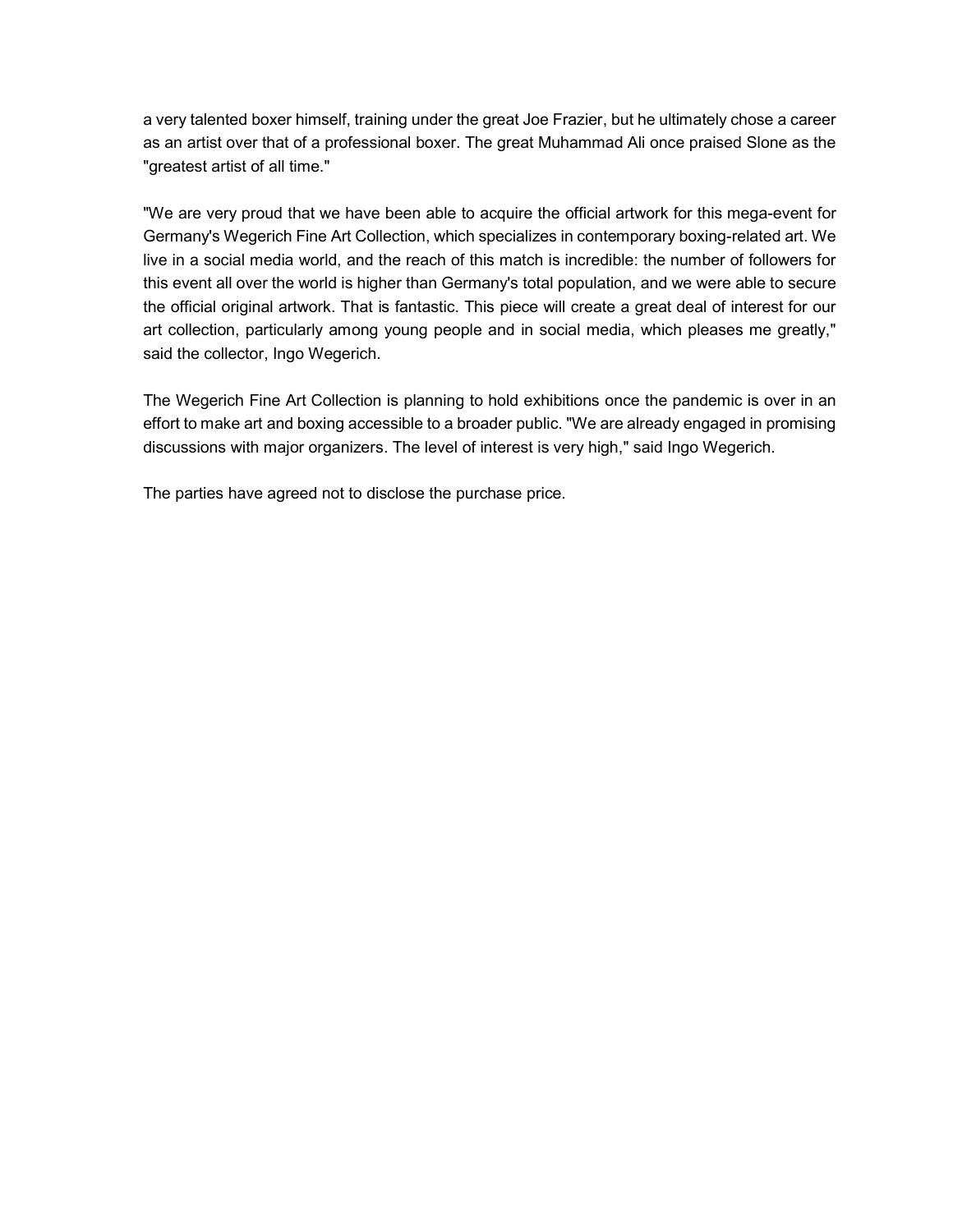a very talented boxer himself, training under the great Joe Frazier, but he ultimately chose a career as an artist over that of a professional boxer. The great Muhammad Ali once praised Slone as the "greatest artist of all time."

"We are very proud that we have been able to acquire the official artwork for this mega-event for Germany's Wegerich Fine Art Collection, which specializes in contemporary boxing-related art. We live in a social media world, and the reach of this match is incredible: the number of followers for this event all over the world is higher than Germany's total population, and we were able to secure the official original artwork. That is fantastic. This piece will create a great deal of interest for our art collection, particularly among young people and in social media, which pleases me greatly," said the collector, Ingo Wegerich.

The Wegerich Fine Art Collection is planning to hold exhibitions once the pandemic is over in an effort to make art and boxing accessible to a broader public. "We are already engaged in promising discussions with major organizers. The level of interest is very high," said Ingo Wegerich.

The parties have agreed not to disclose the purchase price.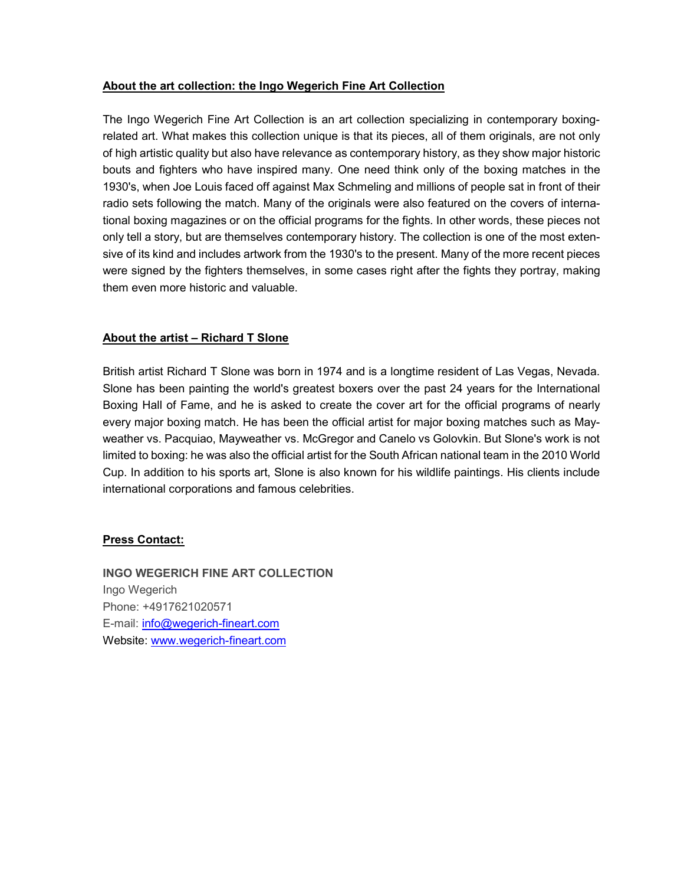**About the art collection: the Ingo Wegerich Fine Art Collection**

The Ingo Wegerich Fine Art Collection is an art collection specializing in contemporary boxing-related art. What makes this collection unique is that its pieces, all of them originals, are not only of high artistic quality but also have relevance as contemporary history, as they show major historic bouts and fighters who have inspired many. One need think only of the boxing matches in the 1930's, when Joe Louis faced off against Max Schmeling and millions of people sat in front of their radio sets following the match. Many of the originals were also featured on the covers of international boxing magazines or on the official programs for the fights. In other words, these pieces not only tell a story, but are themselves contemporary history. The collection is one of the most extensive of its kind and includes artwork from the 1930's to the present. Many of the more recent pieces were signed by the fighters themselves, in some cases right after the fights they portray, making them even more historic and valuable.

**About the artist – Richard T Slone**

British artist Richard T Slone was born in 1974 and is a longtime resident of Las Vegas, Nevada. Slone has been painting the world's greatest boxers over the past 24 years for the International Boxing Hall of Fame, and he is asked to create the cover art for the official programs of nearly every major boxing match. He has been the official artist for major boxing matches such as Mayweather vs. Pacquiao, Mayweather vs. McGregor and Canelo vs Golovkin. But Slone's work is not limited to boxing: he was also the official artist for the South African national team in the 2010 World Cup. In addition to his sports art, Slone is also known for his wildlife paintings. His clients include international corporations and famous celebrities.

**Press Contact:**

**INGO WEGERICH FINE ART COLLECTION**
Ingo Wegerich
Phone: +4917621020571
E-mail: info@wegerich-fineart.com
Website: www.wegerich-fineart.com